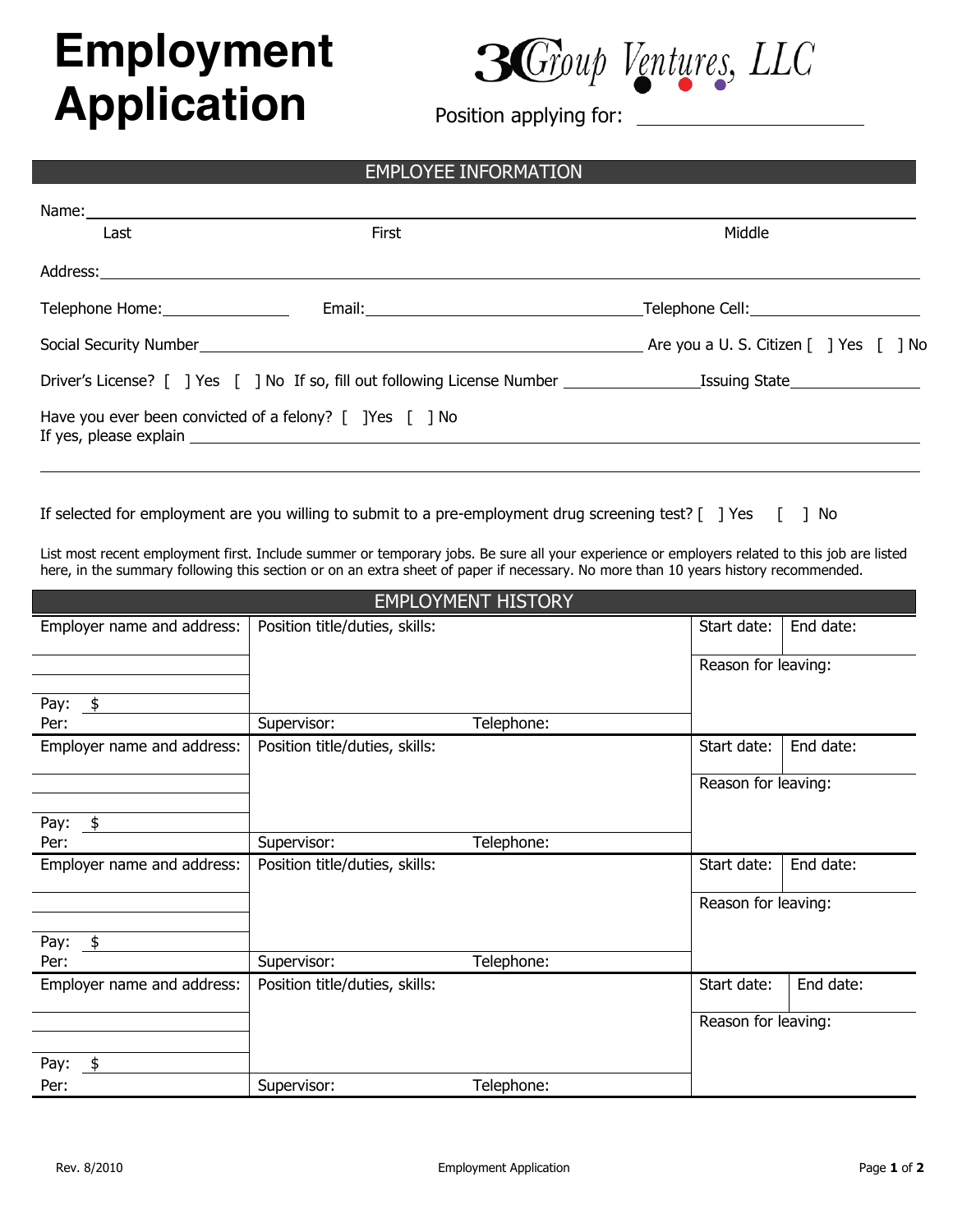# Employment Application

3G Group Ventures, LLC

Position applying for: ______________________

## EMPLOYEE INFORMATION

Name: ______________________________________________________________
Last                                        First                                        Middle

Address: ______________________________________________________________

Telephone Home: ______________ Email: ______________________________ Telephone Cell: ____________________

Social Security Number ______________________________________________ Are you a U. S. Citizen [ ] Yes [ ] No

Driver's License? [ ] Yes [ ] No If so, fill out following License Number ______________ Issuing State ______________

Have you ever been convicted of a felony? [ ]Yes [ ] No
If yes, please explain ______________________________________________________________

______________________________________________________________

If selected for employment are you willing to submit to a pre-employment drug screening test? [ ] Yes [ ] No

List most recent employment first. Include summer or temporary jobs. Be sure all your experience or employers related to this job are listed here, in the summary following this section or on an extra sheet of paper if necessary. No more than 10 years history recommended.

## EMPLOYMENT HISTORY

| Employer name and address: | Position title/duties, skills: | | Start date: | End date: |
|---|---|---|---|---|
| | | | Reason for leaving: | |
| Pay: $ | | | | |
| Per: | Supervisor: | Telephone: | | |
| Employer name and address: | Position title/duties, skills: | | Start date: | End date: |
| | | | Reason for leaving: | |
| Pay: $ | | | | |
| Per: | Supervisor: | Telephone: | | |
| Employer name and address: | Position title/duties, skills: | | Start date: | End date: |
| | | | Reason for leaving: | |
| Pay: $ | | | | |
| Per: | Supervisor: | Telephone: | | |
| Employer name and address: | Position title/duties, skills: | | Start date: | End date: |
| | | | Reason for leaving: | |
| Pay: $ | | | | |
| Per: | Supervisor: | Telephone: | | |

Rev. 8/2010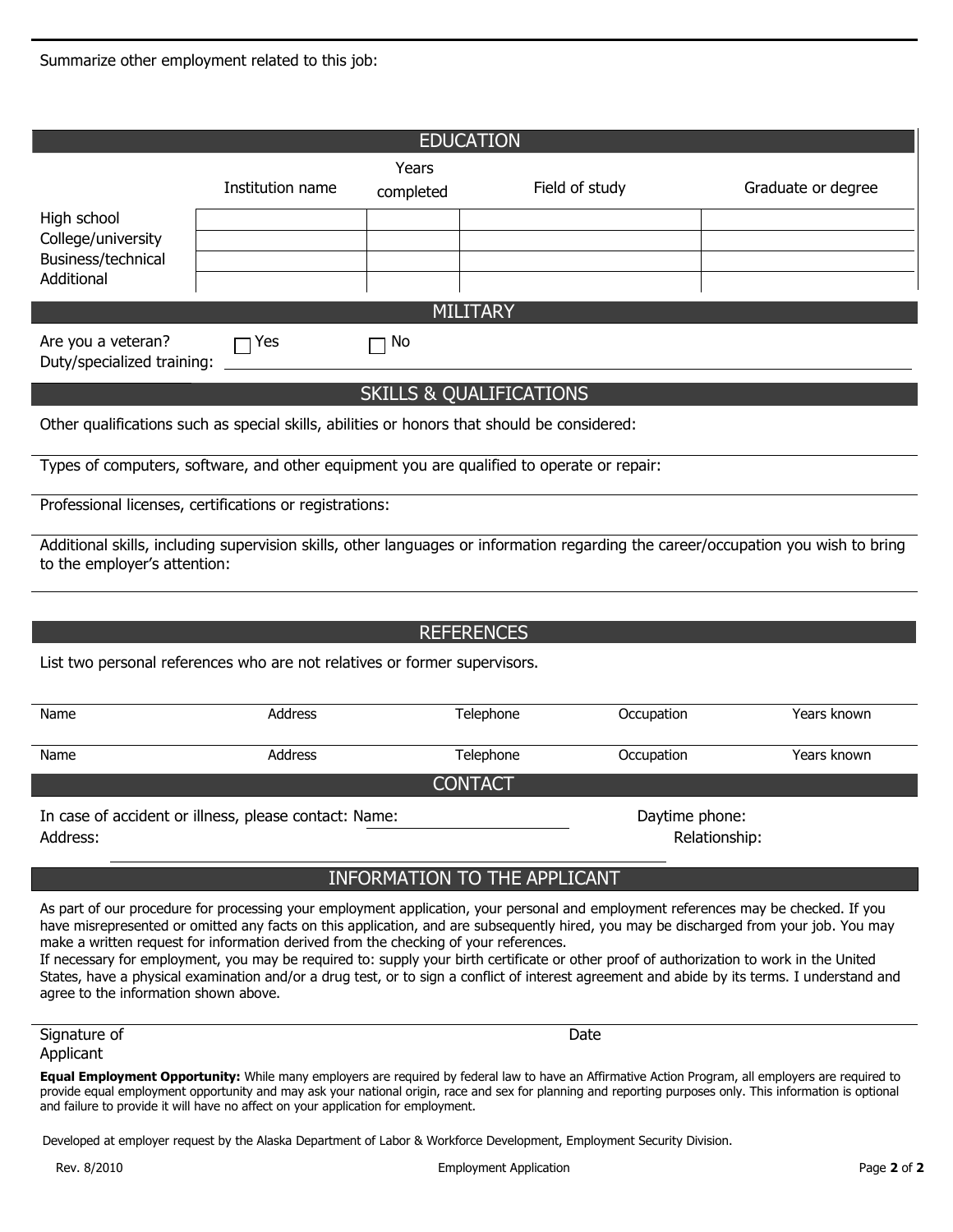Summarize other employment related to this job:

## EDUCATION

| | Institution name | Years completed | Field of study | Graduate or degree |
|---|---|---|---|---|
| High school | | | | |
| College/university | | | | |
| Business/technical | | | | |
| Additional | | | | |

## MILITARY

Are you a veteran? ☐ Yes ☐ No

Duty/specialized training:

## SKILLS & QUALIFICATIONS

Other qualifications such as special skills, abilities or honors that should be considered:

Types of computers, software, and other equipment you are qualified to operate or repair:

Professional licenses, certifications or registrations:

Additional skills, including supervision skills, other languages or information regarding the career/occupation you wish to bring to the employer's attention:

## REFERENCES

List two personal references who are not relatives or former supervisors.

| Name | Address | Telephone | Occupation | Years known |
|---|---|---|---|---|
| Name | Address | Telephone | Occupation | Years known |

## CONTACT

In case of accident or illness, please contact: Name: Daytime phone:

Address: Relationship:

## INFORMATION TO THE APPLICANT

As part of our procedure for processing your employment application, your personal and employment references may be checked. If you have misrepresented or omitted any facts on this application, and are subsequently hired, you may be discharged from your job. You may make a written request for information derived from the checking of your references.

If necessary for employment, you may be required to: supply your birth certificate or other proof of authorization to work in the United States, have a physical examination and/or a drug test, or to sign a conflict of interest agreement and abide by its terms. I understand and agree to the information shown above.

Signature of Applicant Date

**Equal Employment Opportunity:** While many employers are required by federal law to have an Affirmative Action Program, all employers are required to provide equal employment opportunity and may ask your national origin, race and sex for planning and reporting purposes only. This information is optional and failure to provide it will have no affect on your application for employment.

Developed at employer request by the Alaska Department of Labor & Workforce Development, Employment Security Division.

Rev. 8/2010 Employment Application